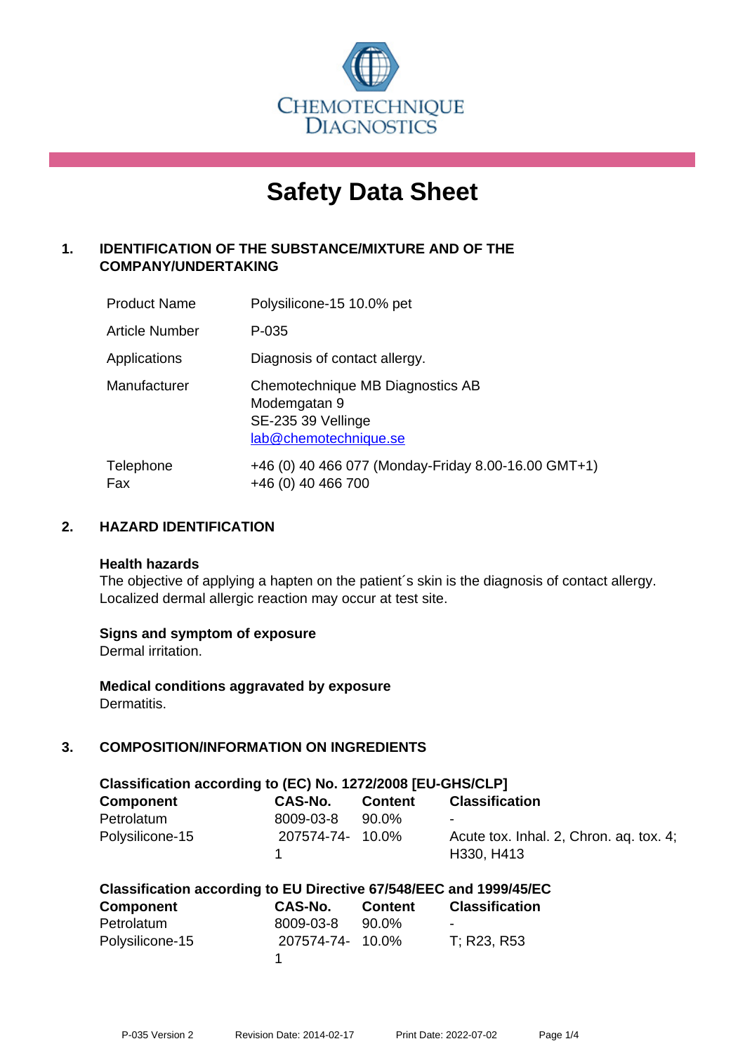CHEMOTECHNIQUE DIAGNOSTICS

# Safety Data Sheet

## 1. IDENTIFICATION OF THE SUBSTANCE/MIXTURE AND OF THE COMPANY/UNDERTAKING

| | |
|---|---|
| Product Name | Polysilicone-15 10.0% pet |
| Article Number | P-035 |
| Applications | Diagnosis of contact allergy. |
| Manufacturer | Chemotechnique MB Diagnostics AB<br>Modemgatan 9<br>SE-235 39 Vellinge<br>lab@chemotechnique.se |
| Telephone<br>Fax | +46 (0) 40 466 077 (Monday-Friday 8.00-16.00 GMT+1)<br>+46 (0) 40 466 700 |

## 2. HAZARD IDENTIFICATION

**Health hazards**
The objective of applying a hapten on the patient´s skin is the diagnosis of contact allergy. Localized dermal allergic reaction may occur at test site.

**Signs and symptom of exposure**
Dermal irritation.

**Medical conditions aggravated by exposure**
Dermatitis.

## 3. COMPOSITION/INFORMATION ON INGREDIENTS

**Classification according to (EC) No. 1272/2008 [EU-GHS/CLP]**

| Component | CAS-No. | Content | Classification |
|---|---|---|---|
| Petrolatum | 8009-03-8 | 90.0% | - |
| Polysilicone-15 | 207574-74-1 | 10.0% | Acute tox. Inhal. 2, Chron. aq. tox. 4; H330, H413 |

**Classification according to EU Directive 67/548/EEC and 1999/45/EC**

| Component | CAS-No. | Content | Classification |
|---|---|---|---|
| Petrolatum | 8009-03-8 | 90.0% | - |
| Polysilicone-15 | 207574-74-1 | 10.0% | T; R23, R53 |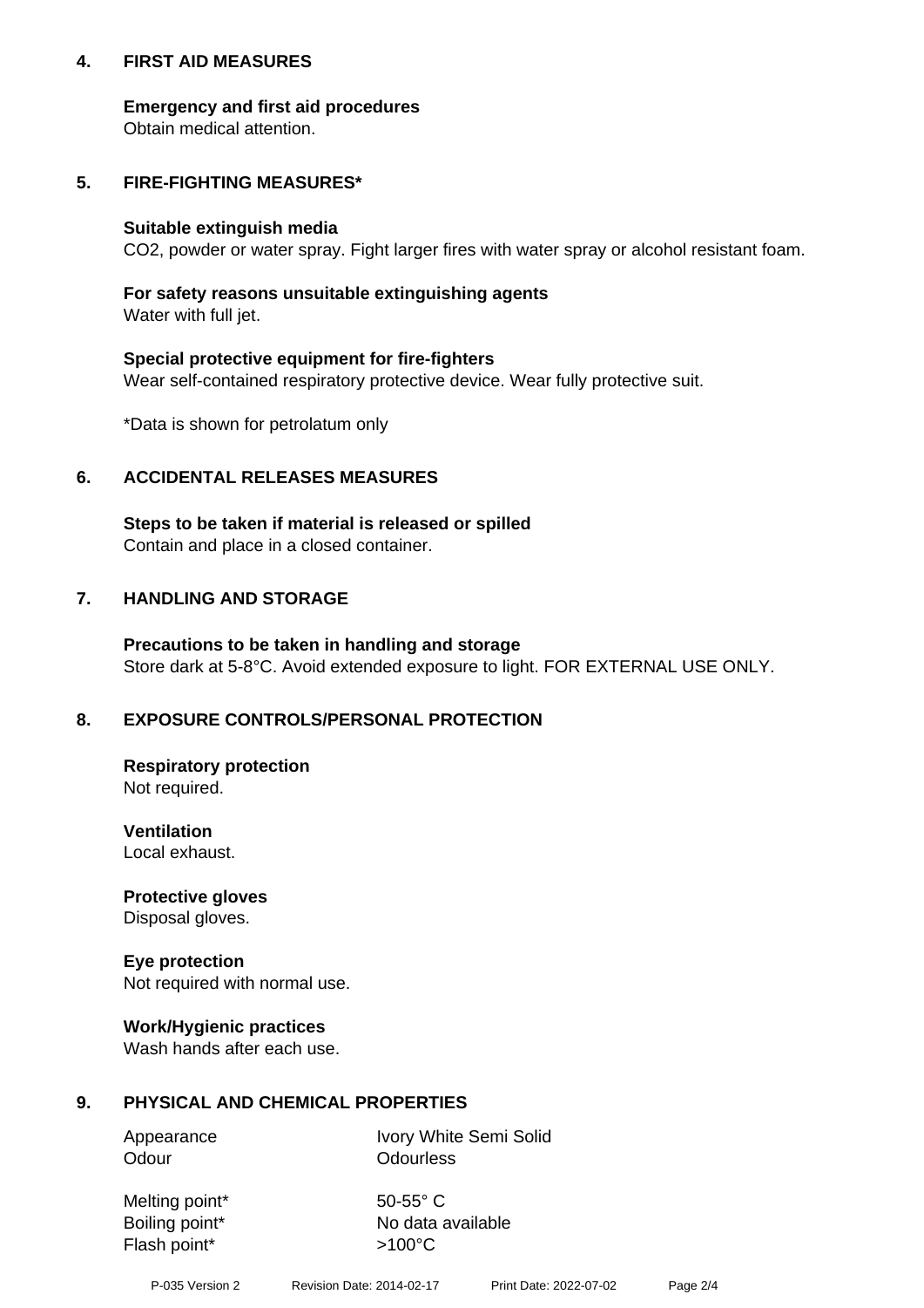## 4. FIRST AID MEASURES

**Emergency and first aid procedures**
Obtain medical attention.

## 5. FIRE-FIGHTING MEASURES*

**Suitable extinguish media**
$CO_2$, powder or water spray. Fight larger fires with water spray or alcohol resistant foam.

**For safety reasons unsuitable extinguishing agents**
Water with full jet.

**Special protective equipment for fire-fighters**
Wear self-contained respiratory protective device. Wear fully protective suit.

*Data is shown for petrolatum only

## 6. ACCIDENTAL RELEASES MEASURES

**Steps to be taken if material is released or spilled**
Contain and place in a closed container.

## 7. HANDLING AND STORAGE

**Precautions to be taken in handling and storage**
Store dark at 5-8°C. Avoid extended exposure to light. FOR EXTERNAL USE ONLY.

## 8. EXPOSURE CONTROLS/PERSONAL PROTECTION

**Respiratory protection**
Not required.

**Ventilation**
Local exhaust.

**Protective gloves**
Disposal gloves.

**Eye protection**
Not required with normal use.

**Work/Hygienic practices**
Wash hands after each use.

## 9. PHYSICAL AND CHEMICAL PROPERTIES

| | |
|---|---|
| Appearance | Ivory White Semi Solid |
| Odour | Odourless |
| Melting point* | 50-55° C |
| Boiling point* | No data available |
| Flash point* | >100°C |

P-035 Version 2 Revision Date: 2014-02-17 Print Date: 2022-07-02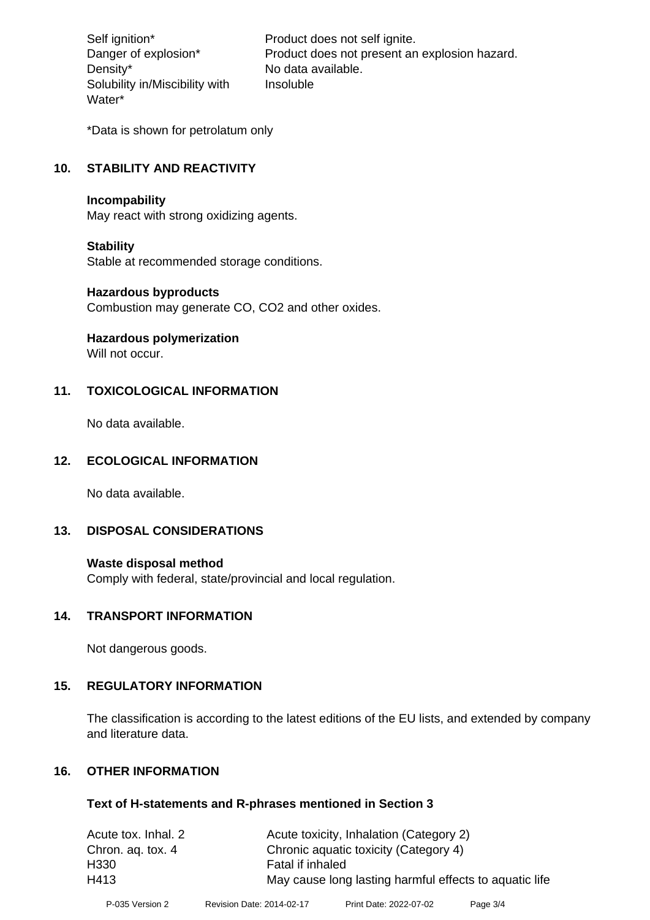| | |
|---|---|
| Self ignition* | Product does not self ignite. |
| Danger of explosion* | Product does not present an explosion hazard. |
| Density* | No data available. |
| Solubility in/Miscibility with Water* | Insoluble |

*Data is shown for petrolatum only

## 10. STABILITY AND REACTIVITY

**Incompability**
May react with strong oxidizing agents.

**Stability**
Stable at recommended storage conditions.

**Hazardous byproducts**
Combustion may generate CO, $CO_2$ and other oxides.

**Hazardous polymerization**
Will not occur.

## 11. TOXICOLOGICAL INFORMATION

No data available.

## 12. ECOLOGICAL INFORMATION

No data available.

## 13. DISPOSAL CONSIDERATIONS

**Waste disposal method**
Comply with federal, state/provincial and local regulation.

## 14. TRANSPORT INFORMATION

Not dangerous goods.

## 15. REGULATORY INFORMATION

The classification is according to the latest editions of the EU lists, and extended by company and literature data.

## 16. OTHER INFORMATION

**Text of H-statements and R-phrases mentioned in Section 3**

| | |
|---|---|
| Acute tox. Inhal. 2 | Acute toxicity, Inhalation (Category 2) |
| Chron. aq. tox. 4 | Chronic aquatic toxicity (Category 4) |
| H330 | Fatal if inhaled |
| H413 | May cause long lasting harmful effects to aquatic life |

P-035 Version 2 Revision Date: 2014-02-17 Print Date: 2022-07-02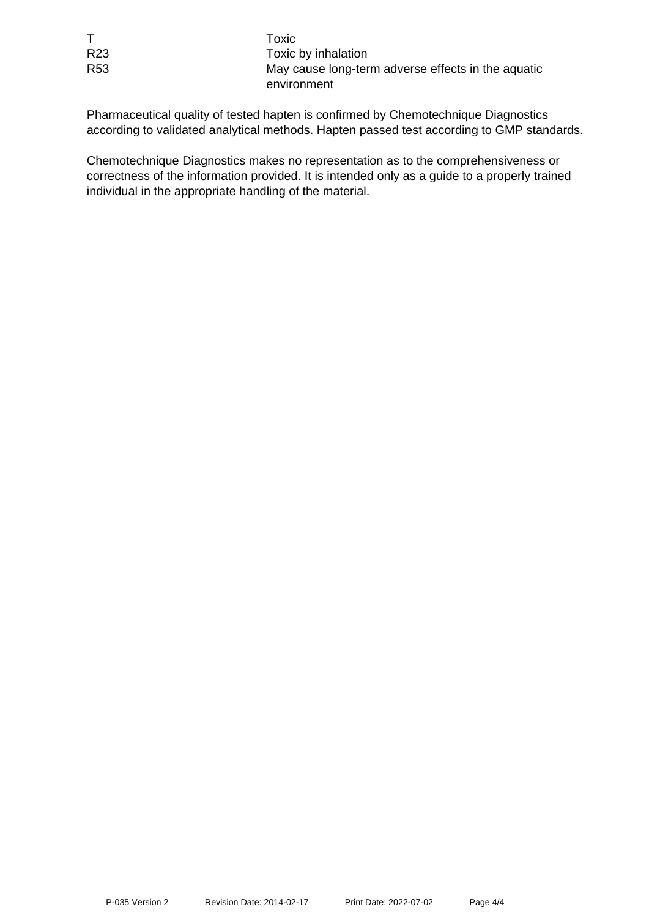| | |
|---|---|
| T | Toxic |
| R23 | Toxic by inhalation |
| R53 | May cause long-term adverse effects in the aquatic environment |

Pharmaceutical quality of tested hapten is confirmed by Chemotechnique Diagnostics according to validated analytical methods. Hapten passed test according to GMP standards.

Chemotechnique Diagnostics makes no representation as to the comprehensiveness or correctness of the information provided. It is intended only as a guide to a properly trained individual in the appropriate handling of the material.